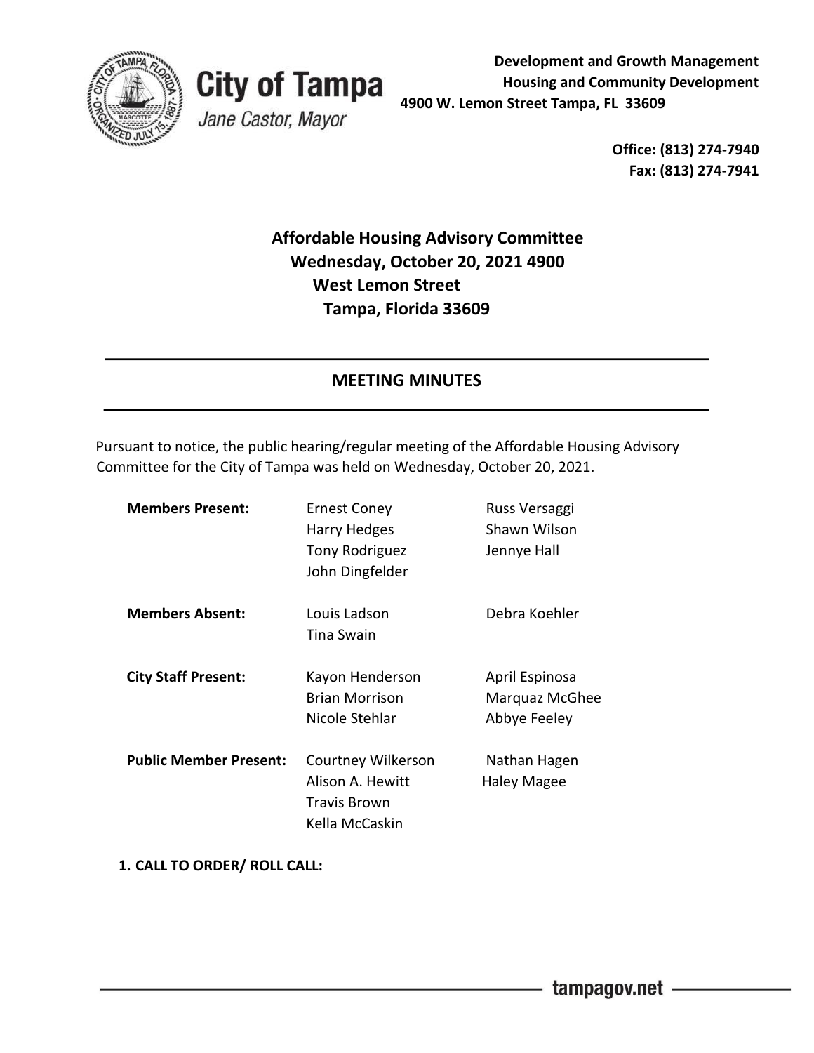**City of Tampa**
*Jane Castor, Mayor*

**Development and Growth Management**
**Housing and Community Development**
**4900 W. Lemon Street Tampa, FL 33609**

**Office: (813) 274-7940**
**Fax: (813) 274-7941**

## Affordable Housing Advisory Committee
## Wednesday, October 20, 2021 4900 West Lemon Street Tampa, Florida 33609

---

## MEETING MINUTES

---

Pursuant to notice, the public hearing/regular meeting of the Affordable Housing Advisory Committee for the City of Tampa was held on Wednesday, October 20, 2021.

| | | |
|---|---|---|
| **Members Present:** | Ernest Coney | Russ Versaggi |
| | Harry Hedges | Shawn Wilson |
| | Tony Rodriguez | Jennye Hall |
| | John Dingfelder | |
| **Members Absent:** | Louis Ladson | Debra Koehler |
| | Tina Swain | |
| **City Staff Present:** | Kayon Henderson | April Espinosa |
| | Brian Morrison | Marquaz McGhee |
| | Nicole Stehlar | Abbye Feeley |
| **Public Member Present:** | Courtney Wilkerson | Nathan Hagen |
| | Alison A. Hewitt | Haley Magee |
| | Travis Brown | |
| | Kella McCaskin | |

**1. CALL TO ORDER/ ROLL CALL:**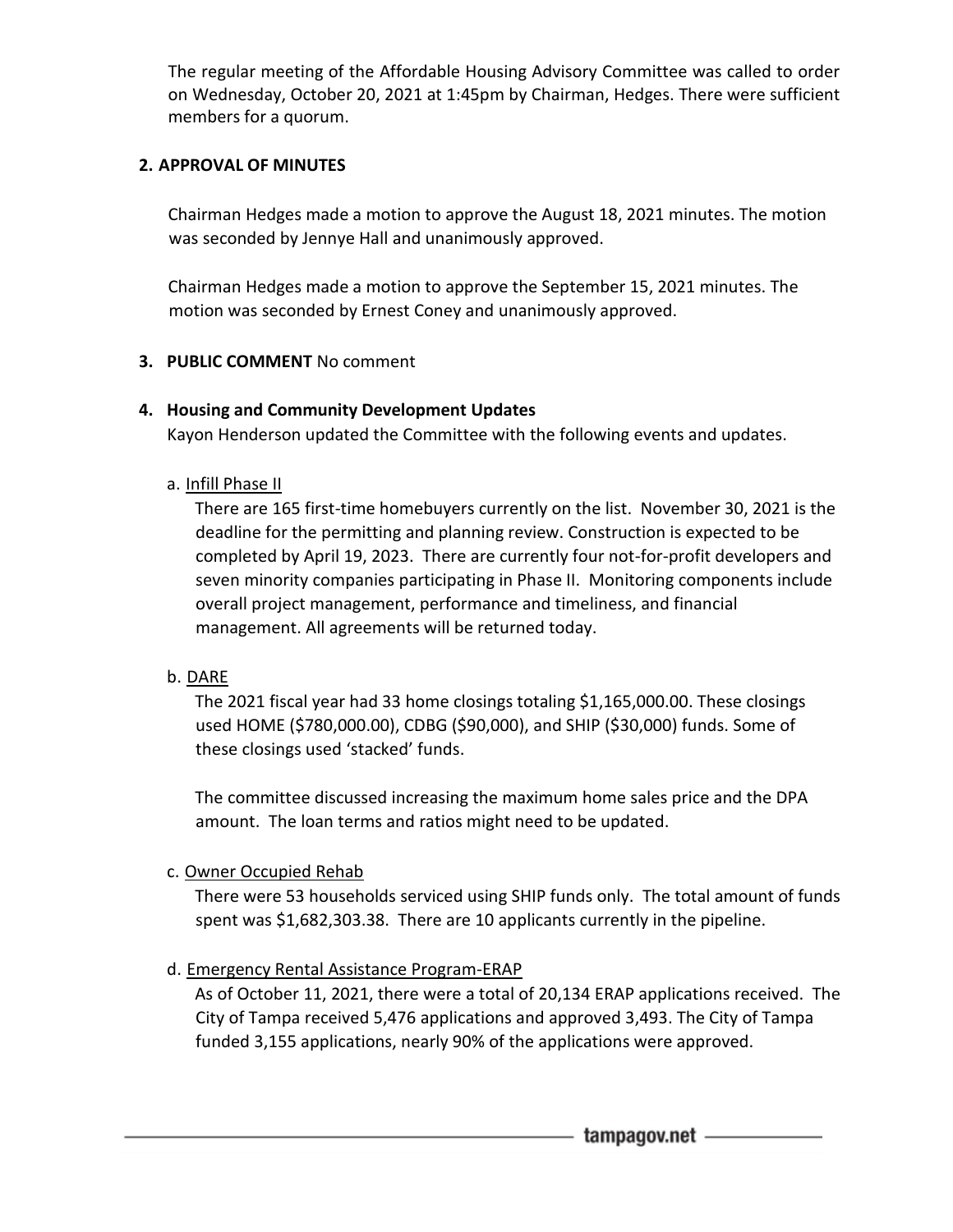The regular meeting of the Affordable Housing Advisory Committee was called to order on Wednesday, October 20, 2021 at 1:45pm by Chairman, Hedges. There were sufficient members for a quorum.

## 2. APPROVAL OF MINUTES

Chairman Hedges made a motion to approve the August 18, 2021 minutes. The motion was seconded by Jennye Hall and unanimously approved.

Chairman Hedges made a motion to approve the September 15, 2021 minutes. The motion was seconded by Ernest Coney and unanimously approved.

## 3. PUBLIC COMMENT

No comment

## 4. Housing and Community Development Updates

Kayon Henderson updated the Committee with the following events and updates.

a. Infill Phase II

There are 165 first-time homebuyers currently on the list. November 30, 2021 is the deadline for the permitting and planning review. Construction is expected to be completed by April 19, 2023. There are currently four not-for-profit developers and seven minority companies participating in Phase II. Monitoring components include overall project management, performance and timeliness, and financial management. All agreements will be returned today.

b. DARE

The 2021 fiscal year had 33 home closings totaling $1,165,000.00. These closings used HOME ($780,000.00), CDBG ($90,000), and SHIP ($30,000) funds. Some of these closings used 'stacked' funds.

The committee discussed increasing the maximum home sales price and the DPA amount. The loan terms and ratios might need to be updated.

c. Owner Occupied Rehab

There were 53 households serviced using SHIP funds only. The total amount of funds spent was $1,682,303.38. There are 10 applicants currently in the pipeline.

d. Emergency Rental Assistance Program-ERAP

As of October 11, 2021, there were a total of 20,134 ERAP applications received. The City of Tampa received 5,476 applications and approved 3,493. The City of Tampa funded 3,155 applications, nearly 90% of the applications were approved.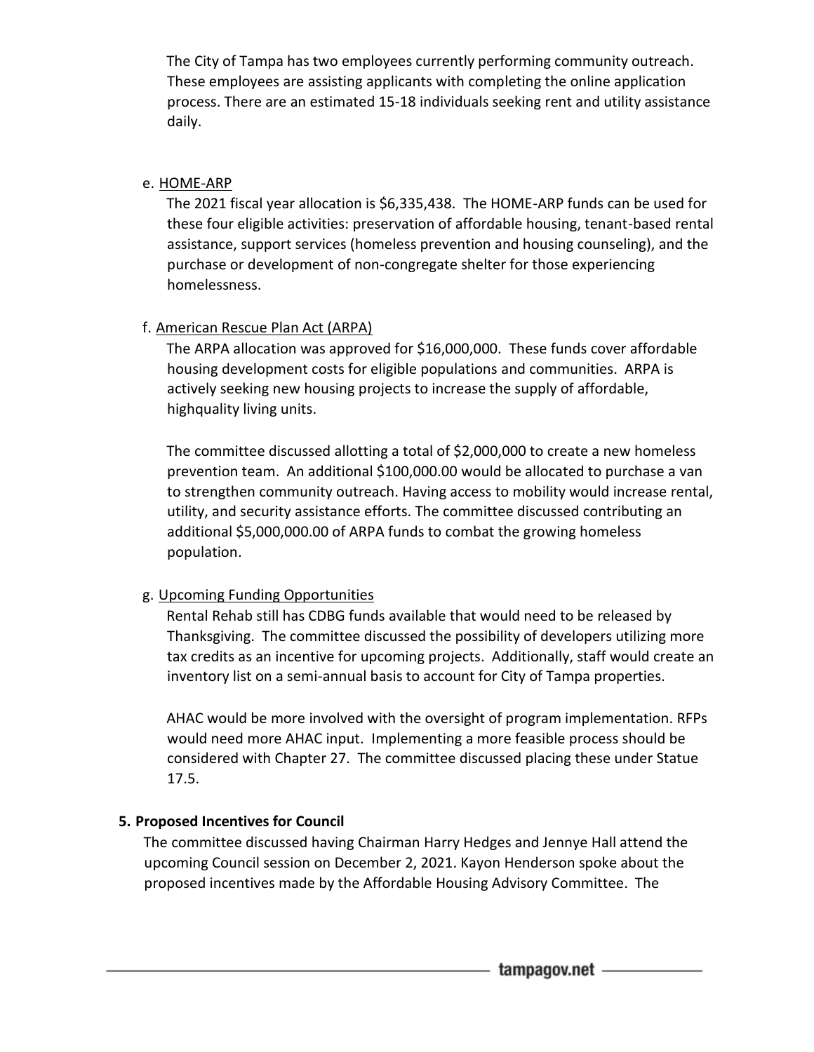The City of Tampa has two employees currently performing community outreach. These employees are assisting applicants with completing the online application process. There are an estimated 15-18 individuals seeking rent and utility assistance daily.

e. HOME-ARP

The 2021 fiscal year allocation is $6,335,438. The HOME-ARP funds can be used for these four eligible activities: preservation of affordable housing, tenant-based rental assistance, support services (homeless prevention and housing counseling), and the purchase or development of non-congregate shelter for those experiencing homelessness.

f. American Rescue Plan Act (ARPA)

The ARPA allocation was approved for $16,000,000. These funds cover affordable housing development costs for eligible populations and communities. ARPA is actively seeking new housing projects to increase the supply of affordable, highquality living units.

The committee discussed allotting a total of $2,000,000 to create a new homeless prevention team. An additional $100,000.00 would be allocated to purchase a van to strengthen community outreach. Having access to mobility would increase rental, utility, and security assistance efforts. The committee discussed contributing an additional $5,000,000.00 of ARPA funds to combat the growing homeless population.

g. Upcoming Funding Opportunities

Rental Rehab still has CDBG funds available that would need to be released by Thanksgiving. The committee discussed the possibility of developers utilizing more tax credits as an incentive for upcoming projects. Additionally, staff would create an inventory list on a semi-annual basis to account for City of Tampa properties.

AHAC would be more involved with the oversight of program implementation. RFPs would need more AHAC input. Implementing a more feasible process should be considered with Chapter 27. The committee discussed placing these under Statue 17.5.

**5. Proposed Incentives for Council**

The committee discussed having Chairman Harry Hedges and Jennye Hall attend the upcoming Council session on December 2, 2021. Kayon Henderson spoke about the proposed incentives made by the Affordable Housing Advisory Committee. The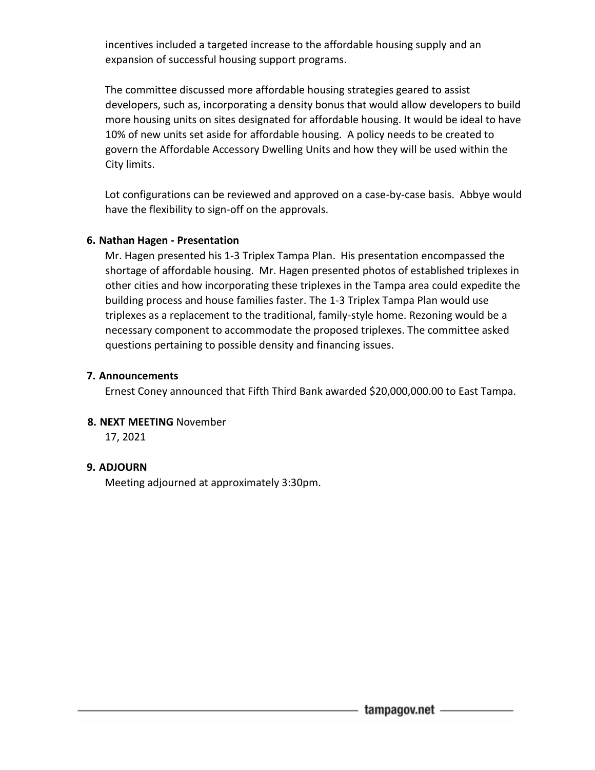incentives included a targeted increase to the affordable housing supply and an expansion of successful housing support programs.

The committee discussed more affordable housing strategies geared to assist developers, such as, incorporating a density bonus that would allow developers to build more housing units on sites designated for affordable housing. It would be ideal to have 10% of new units set aside for affordable housing. A policy needs to be created to govern the Affordable Accessory Dwelling Units and how they will be used within the City limits.

Lot configurations can be reviewed and approved on a case-by-case basis. Abbye would have the flexibility to sign-off on the approvals.

**6. Nathan Hagen - Presentation**

Mr. Hagen presented his 1-3 Triplex Tampa Plan. His presentation encompassed the shortage of affordable housing. Mr. Hagen presented photos of established triplexes in other cities and how incorporating these triplexes in the Tampa area could expedite the building process and house families faster. The 1-3 Triplex Tampa Plan would use triplexes as a replacement to the traditional, family-style home. Rezoning would be a necessary component to accommodate the proposed triplexes. The committee asked questions pertaining to possible density and financing issues.

**7. Announcements**

Ernest Coney announced that Fifth Third Bank awarded $20,000,000.00 to East Tampa.

**8. NEXT MEETING** November 17, 2021

**9. ADJOURN**

Meeting adjourned at approximately 3:30pm.